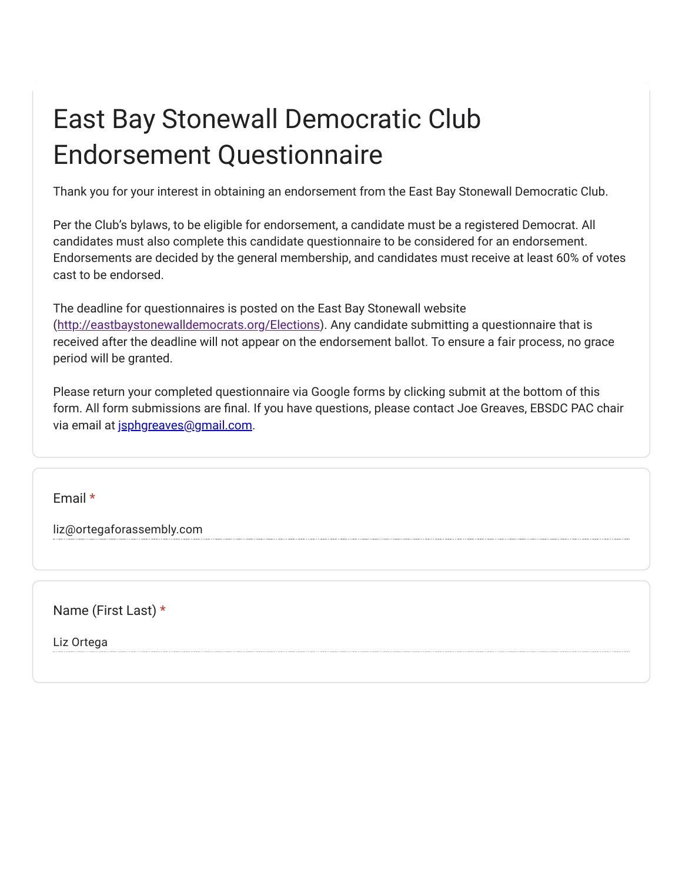# East Bay Stonewall Democratic Club Endorsement Questionnaire

Thank you for your interest in obtaining an endorsement from the East Bay Stonewall Democratic Club.

Per the Club's bylaws, to be eligible for endorsement, a candidate must be a registered Democrat. All candidates must also complete this candidate questionnaire to be considered for an endorsement. Endorsements are decided by the general membership, and candidates must receive at least 60% of votes cast to be endorsed.

The deadline for questionnaires is posted on the East Bay Stonewall website (http://eastbaystonewalldemocrats.org/Elections). Any candidate submitting a questionnaire that is received after the deadline will not appear on the endorsement ballot. To ensure a fair process, no grace period will be granted.

Please return your completed questionnaire via Google forms by clicking submit at the bottom of this form. All form submissions are final. If you have questions, please contact Joe Greaves, EBSDC PAC chair via email at jsphgreaves@gmail.com.

Email *

liz@ortegaforassembly.com

Name (First Last) *

Liz Ortega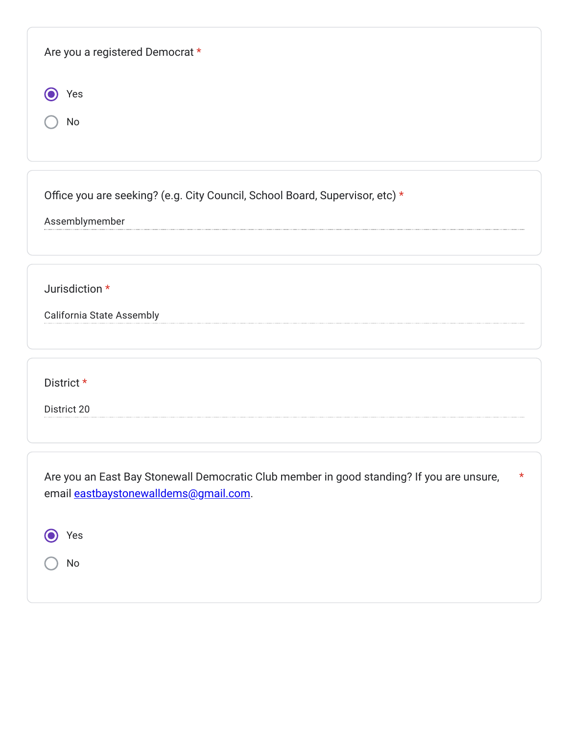Are you a registered Democrat *

- [x] Yes
- [ ] No

Office you are seeking? (e.g. City Council, School Board, Supervisor, etc) *

Assemblymember

Jurisdiction *

California State Assembly

District *

District 20

Are you an East Bay Stonewall Democratic Club member in good standing? If you are unsure, email [eastbaystonewalldems@gmail.com](mailto:eastbaystonewalldems@gmail.com). *

- [x] Yes
- [ ] No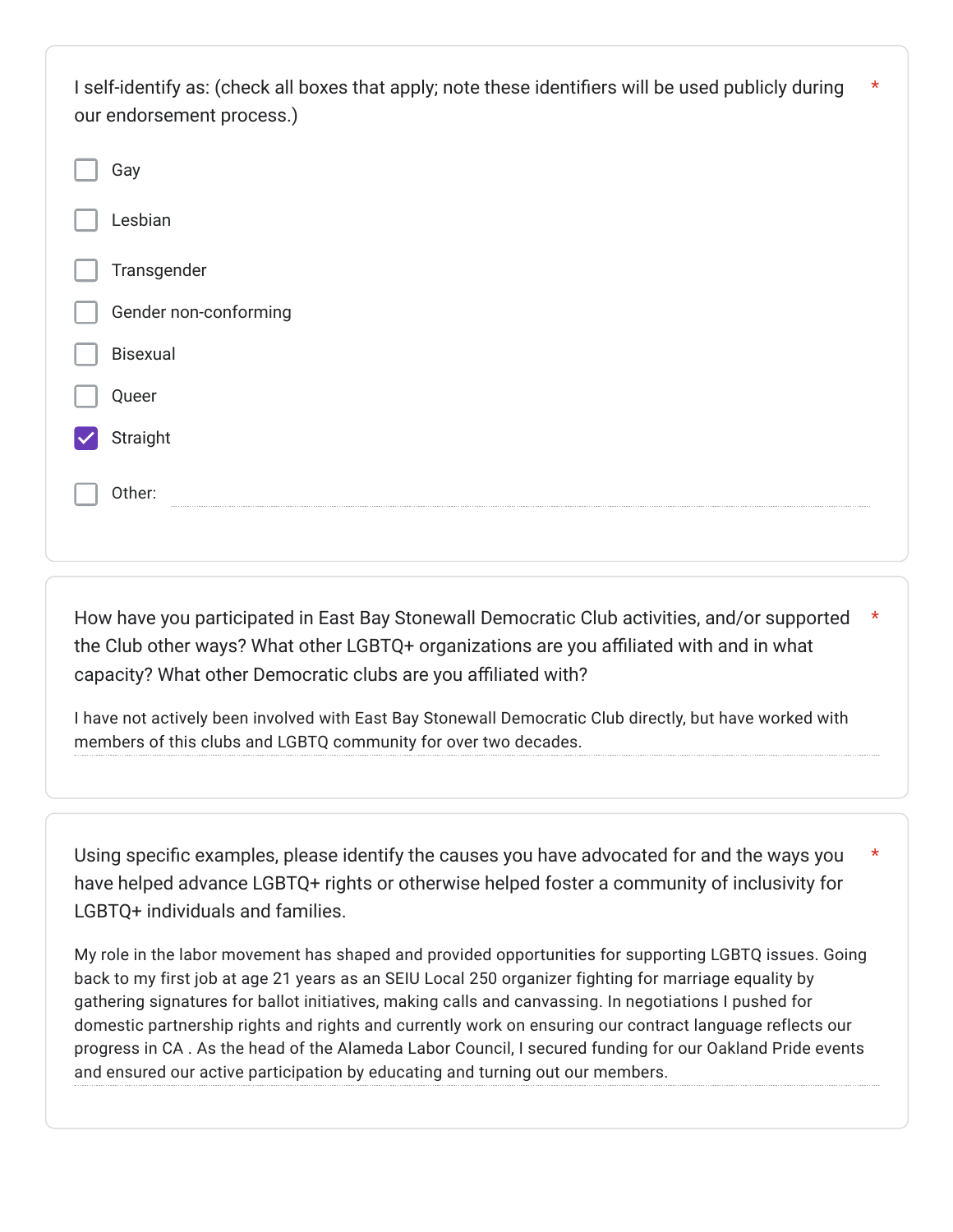I self-identify as: (check all boxes that apply; note these identifiers will be used publicly during our endorsement process.) *

- [ ] Gay
- [ ] Lesbian
- [ ] Transgender
- [ ] Gender non-conforming
- [ ] Bisexual
- [ ] Queer
- [x] Straight
- [ ] Other:

How have you participated in East Bay Stonewall Democratic Club activities, and/or supported the Club other ways? What other LGBTQ+ organizations are you affiliated with and in what capacity? What other Democratic clubs are you affiliated with? *

I have not actively been involved with East Bay Stonewall Democratic Club directly, but have worked with members of this clubs and LGBTQ community for over two decades.

Using specific examples, please identify the causes you have advocated for and the ways you have helped advance LGBTQ+ rights or otherwise helped foster a community of inclusivity for LGBTQ+ individuals and families. *

My role in the labor movement has shaped and provided opportunities for supporting LGBTQ issues. Going back to my first job at age 21 years as an SEIU Local 250 organizer fighting for marriage equality by gathering signatures for ballot initiatives, making calls and canvassing. In negotiations I pushed for domestic partnership rights and rights and currently work on ensuring our contract language reflects our progress in CA . As the head of the Alameda Labor Council, I secured funding for our Oakland Pride events and ensured our active participation by educating and turning out our members.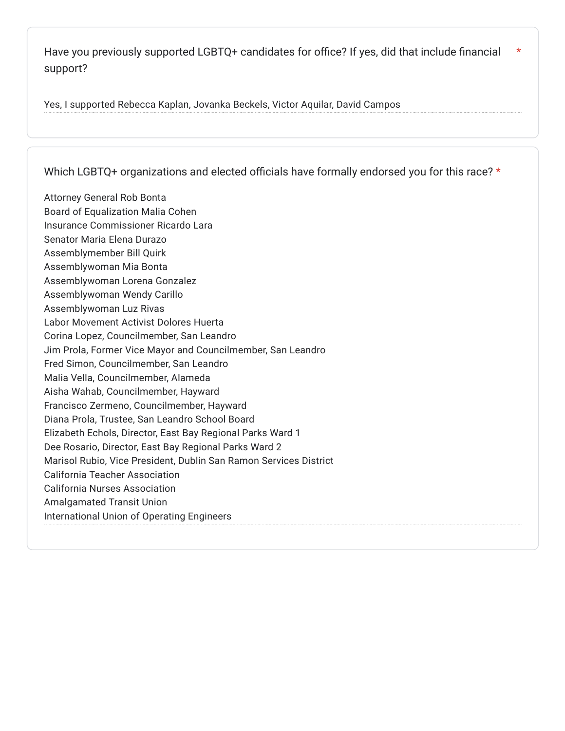Have you previously supported LGBTQ+ candidates for office? If yes, did that include financial support? *

Yes, I supported Rebecca Kaplan, Jovanka Beckels, Victor Aquilar, David Campos

Which LGBTQ+ organizations and elected officials have formally endorsed you for this race? *

Attorney General Rob Bonta
Board of Equalization Malia Cohen
Insurance Commissioner Ricardo Lara
Senator Maria Elena Durazo
Assemblymember Bill Quirk
Assemblywoman Mia Bonta
Assemblywoman Lorena Gonzalez
Assemblywoman Wendy Carillo
Assemblywoman Luz Rivas
Labor Movement Activist Dolores Huerta
Corina Lopez, Councilmember, San Leandro
Jim Prola, Former Vice Mayor and Councilmember, San Leandro
Fred Simon, Councilmember, San Leandro
Malia Vella, Councilmember, Alameda
Aisha Wahab, Councilmember, Hayward
Francisco Zermeno, Councilmember, Hayward
Diana Prola, Trustee, San Leandro School Board
Elizabeth Echols, Director, East Bay Regional Parks Ward 1
Dee Rosario, Director, East Bay Regional Parks Ward 2
Marisol Rubio, Vice President, Dublin San Ramon Services District
California Teacher Association
California Nurses Association
Amalgamated Transit Union
International Union of Operating Engineers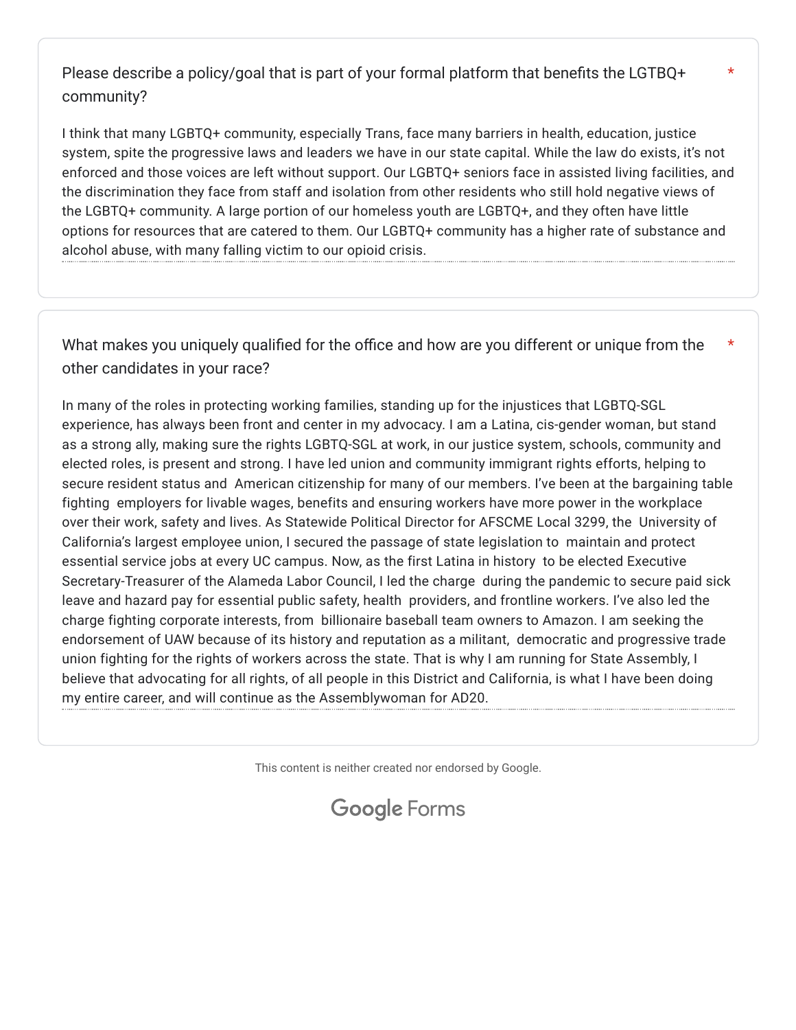Please describe a policy/goal that is part of your formal platform that benefits the LGTBQ+ community? *

I think that many LGBTQ+ community, especially Trans, face many barriers in health, education, justice system, spite the progressive laws and leaders we have in our state capital. While the law do exists, it's not enforced and those voices are left without support. Our LGBTQ+ seniors face in assisted living facilities, and the discrimination they face from staff and isolation from other residents who still hold negative views of the LGBTQ+ community. A large portion of our homeless youth are LGBTQ+, and they often have little options for resources that are catered to them. Our LGBTQ+ community has a higher rate of substance and alcohol abuse, with many falling victim to our opioid crisis.

What makes you uniquely qualified for the office and how are you different or unique from the other candidates in your race? *

In many of the roles in protecting working families, standing up for the injustices that LGBTQ-SGL experience, has always been front and center in my advocacy. I am a Latina, cis-gender woman, but stand as a strong ally, making sure the rights LGBTQ-SGL at work, in our justice system, schools, community and elected roles, is present and strong. I have led union and community immigrant rights efforts, helping to secure resident status and American citizenship for many of our members. I've been at the bargaining table fighting employers for livable wages, benefits and ensuring workers have more power in the workplace over their work, safety and lives. As Statewide Political Director for AFSCME Local 3299, the University of California's largest employee union, I secured the passage of state legislation to maintain and protect essential service jobs at every UC campus. Now, as the first Latina in history to be elected Executive Secretary-Treasurer of the Alameda Labor Council, I led the charge during the pandemic to secure paid sick leave and hazard pay for essential public safety, health providers, and frontline workers. I've also led the charge fighting corporate interests, from billionaire baseball team owners to Amazon. I am seeking the endorsement of UAW because of its history and reputation as a militant, democratic and progressive trade union fighting for the rights of workers across the state. That is why I am running for State Assembly, I believe that advocating for all rights, of all people in this District and California, is what I have been doing my entire career, and will continue as the Assemblywoman for AD20.

This content is neither created nor endorsed by Google.

Google Forms